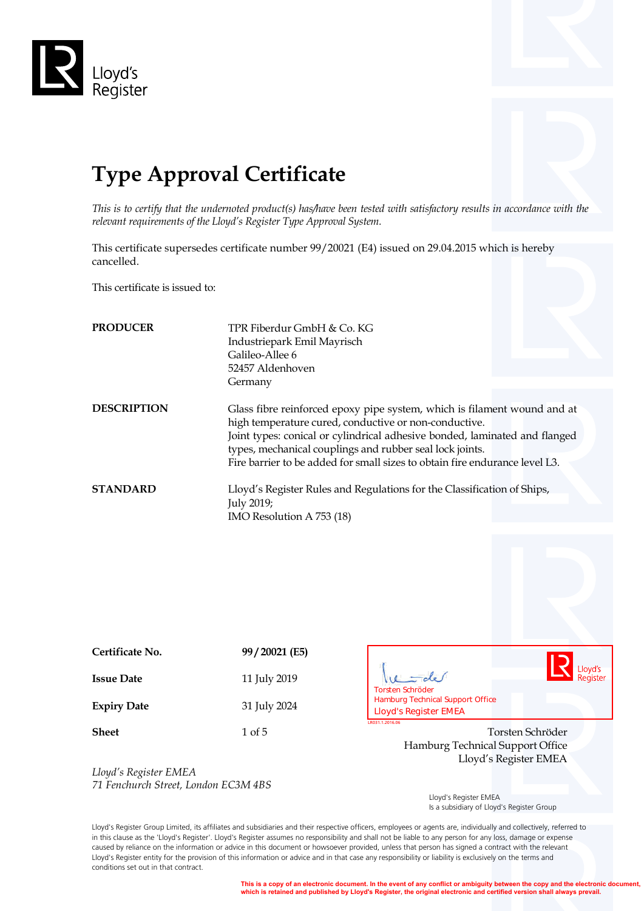Lloyd's Register

# Type Approval Certificate

*This is to certify that the undernoted product(s) has/have been tested with satisfactory results in accordance with the relevant requirements of the Lloyd's Register Type Approval System.*

This certificate supersedes certificate number 99/20021 (E4) issued on 29.04.2015 which is hereby cancelled.

This certificate is issued to:

**PRODUCER**

TPR Fiberdur GmbH & Co. KG
Industriepark Emil Mayrisch
Galileo-Allee 6
52457 Aldenhoven
Germany

**DESCRIPTION**

Glass fibre reinforced epoxy pipe system, which is filament wound and at high temperature cured, conductive or non-conductive.
Joint types: conical or cylindrical adhesive bonded, laminated and flanged types, mechanical couplings and rubber seal lock joints.
Fire barrier to be added for small sizes to obtain fire endurance level L3.

**STANDARD**

Lloyd's Register Rules and Regulations for the Classification of Ships, July 2019;
IMO Resolution A 753 (18)

| | |
|---|---|
| **Certificate No.** | **99/20021 (E5)** |
| **Issue Date** | 11 July 2019 |
| **Expiry Date** | 31 July 2024 |
| **Sheet** | 1 of 5 |

Torsten Schröder
Hamburg Technical Support Office
Lloyd's Register EMEA

LR031.1.2016.06

Torsten Schröder
Hamburg Technical Support Office
Lloyd's Register EMEA

*Lloyd's Register EMEA*
*71 Fenchurch Street, London EC3M 4BS*

Lloyd's Register EMEA
Is a subsidiary of Lloyd's Register Group

Lloyd's Register Group Limited, its affiliates and subsidiaries and their respective officers, employees or agents are, individually and collectively, referred to in this clause as the 'Lloyd's Register'. Lloyd's Register assumes no responsibility and shall not be liable to any person for any loss, damage or expense caused by reliance on the information or advice in this document or howsoever provided, unless that person has signed a contract with the relevant Lloyd's Register entity for the provision of this information or advice and in that case any responsibility or liability is exclusively on the terms and conditions set out in that contract.

**This is a copy of an electronic document. In the event of any conflict or ambiguity between the copy and the electronic document, which is retained and published by Lloyd's Register, the original electronic and certified version shall always prevail.**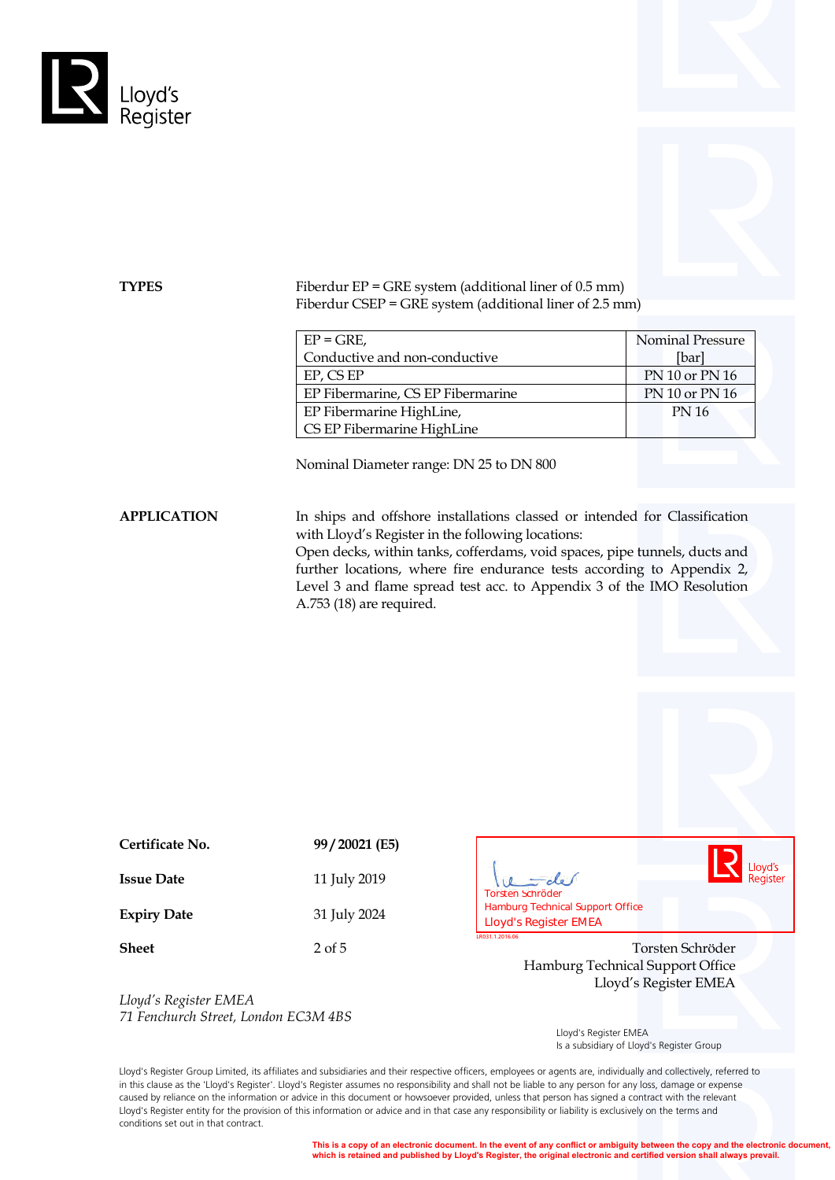**TYPES**

Fiberdur EP = GRE system (additional liner of 0.5 mm)
Fiberdur CSEP = GRE system (additional liner of 2.5 mm)

| EP = GRE, Conductive and non-conductive | Nominal Pressure [bar] |
|---|---|
| EP, CS EP | PN 10 or PN 16 |
| EP Fibermarine, CS EP Fibermarine | PN 10 or PN 16 |
| EP Fibermarine HighLine, CS EP Fibermarine HighLine | PN 16 |

Nominal Diameter range: DN 25 to DN 800

**APPLICATION**

In ships and offshore installations classed or intended for Classification with Lloyd's Register in the following locations:
Open decks, within tanks, cofferdams, void spaces, pipe tunnels, ducts and further locations, where fire endurance tests according to Appendix 2, Level 3 and flame spread test acc. to Appendix 3 of the IMO Resolution A.753 (18) are required.

| | |
|---|---|
| **Certificate No.** | **99 / 20021 (E5)** |
| **Issue Date** | 11 July 2019 |
| **Expiry Date** | 31 July 2024 |
| **Sheet** | 2 of 5 |

Torsten Schröder
Hamburg Technical Support Office
Lloyd's Register EMEA

LR031.1.2016.06

Torsten Schröder
Hamburg Technical Support Office
Lloyd's Register EMEA

*Lloyd's Register EMEA*
*71 Fenchurch Street, London EC3M 4BS*

Lloyd's Register EMEA
Is a subsidiary of Lloyd's Register Group

Lloyd's Register Group Limited, its affiliates and subsidiaries and their respective officers, employees or agents are, individually and collectively, referred to in this clause as the 'Lloyd's Register'. Lloyd's Register assumes no responsibility and shall not be liable to any person for any loss, damage or expense caused by reliance on the information or advice in this document or howsoever provided, unless that person has signed a contract with the relevant Lloyd's Register entity for the provision of this information or advice and in that case any responsibility or liability is exclusively on the terms and conditions set out in that contract.

**This is a copy of an electronic document. In the event of any conflict or ambiguity between the copy and the electronic document, which is retained and published by Lloyd's Register, the original electronic and certified version shall always prevail.**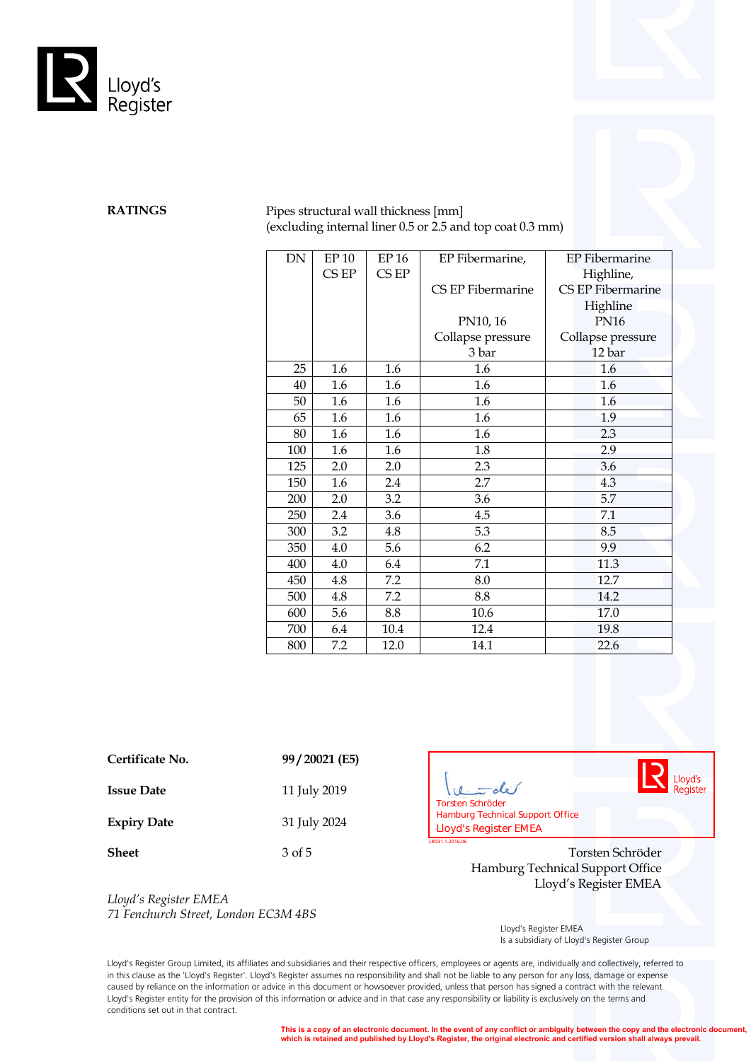**RATINGS**

Pipes structural wall thickness [mm]
(excluding internal liner 0.5 or 2.5 and top coat 0.3 mm)

| DN | EP 10 CS EP | EP 16 CS EP | EP Fibermarine, CS EP Fibermarine PN10, 16 Collapse pressure 3 bar | EP Fibermarine Highline, CS EP Fibermarine Highline PN16 Collapse pressure 12 bar |
|---|---|---|---|---|
| 25 | 1.6 | 1.6 | 1.6 | 1.6 |
| 40 | 1.6 | 1.6 | 1.6 | 1.6 |
| 50 | 1.6 | 1.6 | 1.6 | 1.6 |
| 65 | 1.6 | 1.6 | 1.6 | 1.9 |
| 80 | 1.6 | 1.6 | 1.6 | 2.3 |
| 100 | 1.6 | 1.6 | 1.8 | 2.9 |
| 125 | 2.0 | 2.0 | 2.3 | 3.6 |
| 150 | 1.6 | 2.4 | 2.7 | 4.3 |
| 200 | 2.0 | 3.2 | 3.6 | 5.7 |
| 250 | 2.4 | 3.6 | 4.5 | 7.1 |
| 300 | 3.2 | 4.8 | 5.3 | 8.5 |
| 350 | 4.0 | 5.6 | 6.2 | 9.9 |
| 400 | 4.0 | 6.4 | 7.1 | 11.3 |
| 450 | 4.8 | 7.2 | 8.0 | 12.7 |
| 500 | 4.8 | 7.2 | 8.8 | 14.2 |
| 600 | 5.6 | 8.8 | 10.6 | 17.0 |
| 700 | 6.4 | 10.4 | 12.4 | 19.8 |
| 800 | 7.2 | 12.0 | 14.1 | 22.6 |

**Certificate No.** **99 / 20021 (E5)**

**Issue Date** 11 July 2019

**Expiry Date** 31 July 2024

**Sheet** 3 of 5

Torsten Schröder
Hamburg Technical Support Office
Lloyd's Register EMEA

Torsten Schröder
Hamburg Technical Support Office
Lloyd's Register EMEA

*Lloyd's Register EMEA*
*71 Fenchurch Street, London EC3M 4BS*

Lloyd's Register EMEA
Is a subsidiary of Lloyd's Register Group

Lloyd's Register Group Limited, its affiliates and subsidiaries and their respective officers, employees or agents are, individually and collectively, referred to in this clause as the 'Lloyd's Register'. Lloyd's Register assumes no responsibility and shall not be liable to any person for any loss, damage or expense caused by reliance on the information or advice in this document or howsoever provided, unless that person has signed a contract with the relevant Lloyd's Register entity for the provision of this information or advice and in that case any responsibility or liability is exclusively on the terms and conditions set out in that contract.

**This is a copy of an electronic document. In the event of any conflict or ambiguity between the copy and the electronic document, which is retained and published by Lloyd's Register, the original electronic and certified version shall always prevail.**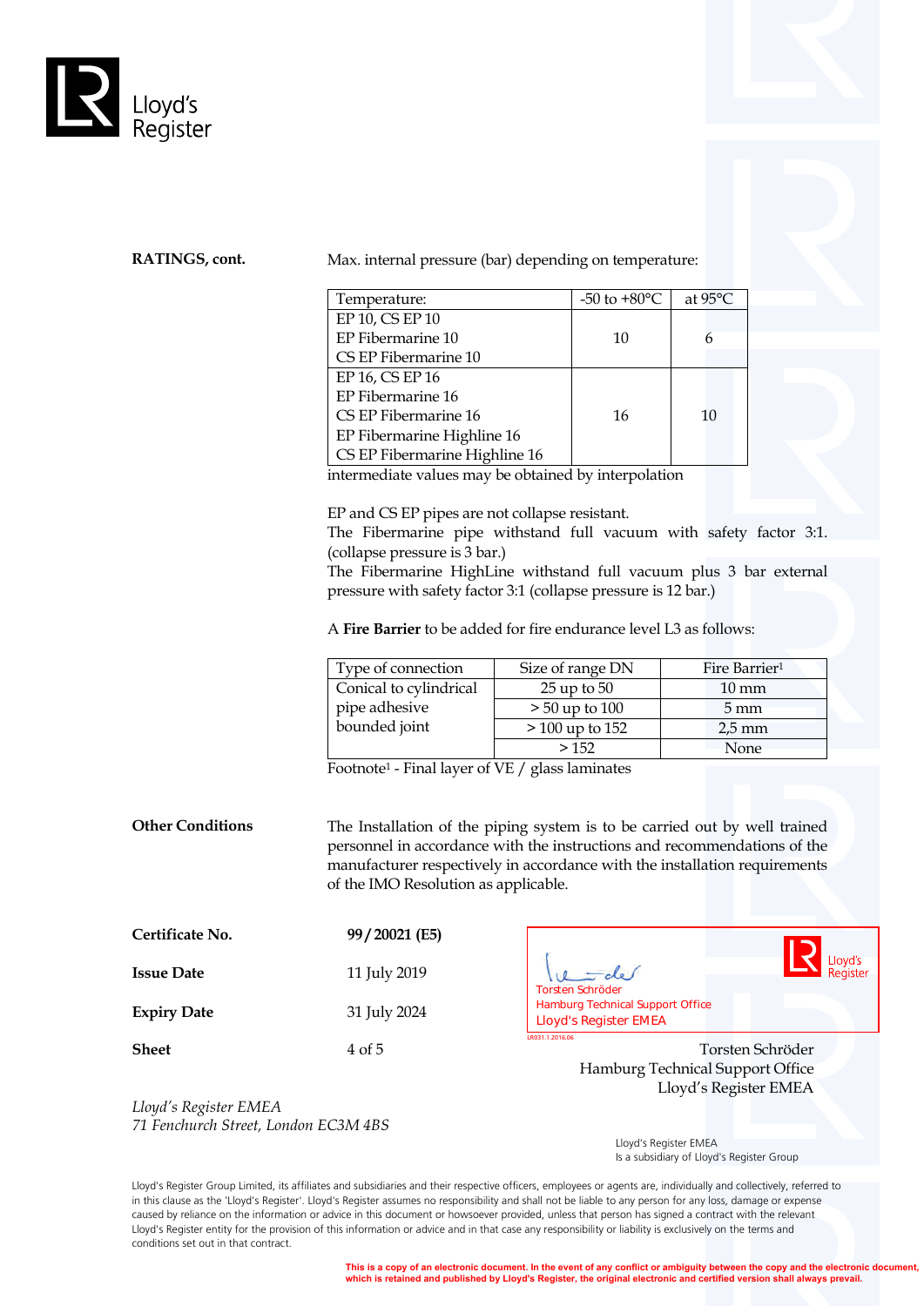**RATINGS, cont.**

Max. internal pressure (bar) depending on temperature:

| Temperature: | -50 to +80°C | at 95°C |
|---|---|---|
| EP 10, CS EP 10<br>EP Fibermarine 10<br>CS EP Fibermarine 10 | 10 | 6 |
| EP 16, CS EP 16<br>EP Fibermarine 16<br>CS EP Fibermarine 16<br>EP Fibermarine Highline 16<br>CS EP Fibermarine Highline 16 | 16 | 10 |

intermediate values may be obtained by interpolation

EP and CS EP pipes are not collapse resistant.
The Fibermarine pipe withstand full vacuum with safety factor 3:1. (collapse pressure is 3 bar.)
The Fibermarine HighLine withstand full vacuum plus 3 bar external pressure with safety factor 3:1 (collapse pressure is 12 bar.)

A **Fire Barrier** to be added for fire endurance level L3 as follows:

| Type of connection | Size of range DN | Fire Barrier[1] |
|---|---|---|
| Conical to cylindrical pipe adhesive bounded joint | 25 up to 50 | 10 mm |
| | > 50 up to 100 | 5 mm |
| | > 100 up to 152 | 2,5 mm |
| | > 152 | None |

Footnote[1] - Final layer of VE / glass laminates

**Other Conditions**

The Installation of the piping system is to be carried out by well trained personnel in accordance with the instructions and recommendations of the manufacturer respectively in accordance with the installation requirements of the IMO Resolution as applicable.

**Certificate No.** **99 / 20021 (E5)**

**Issue Date** 11 July 2019

**Expiry Date** 31 July 2024

**Sheet** 4 of 5

Torsten Schröder
Hamburg Technical Support Office
Lloyd's Register EMEA

LR031.1.2016.06

Torsten Schröder
Hamburg Technical Support Office
Lloyd's Register EMEA

*Lloyd's Register EMEA*
*71 Fenchurch Street, London EC3M 4BS*

Lloyd's Register EMEA
Is a subsidiary of Lloyd's Register Group

Lloyd's Register Group Limited, its affiliates and subsidiaries and their respective officers, employees or agents are, individually and collectively, referred to in this clause as the 'Lloyd's Register'. Lloyd's Register assumes no responsibility and shall not be liable to any person for any loss, damage or expense caused by reliance on the information or advice in this document or howsoever provided, unless that person has signed a contract with the relevant Lloyd's Register entity for the provision of this information or advice and in that case any responsibility or liability is exclusively on the terms and conditions set out in that contract.

**This is a copy of an electronic document. In the event of any conflict or ambiguity between the copy and the electronic document, which is retained and published by Lloyd's Register, the original electronic and certified version shall always prevail.**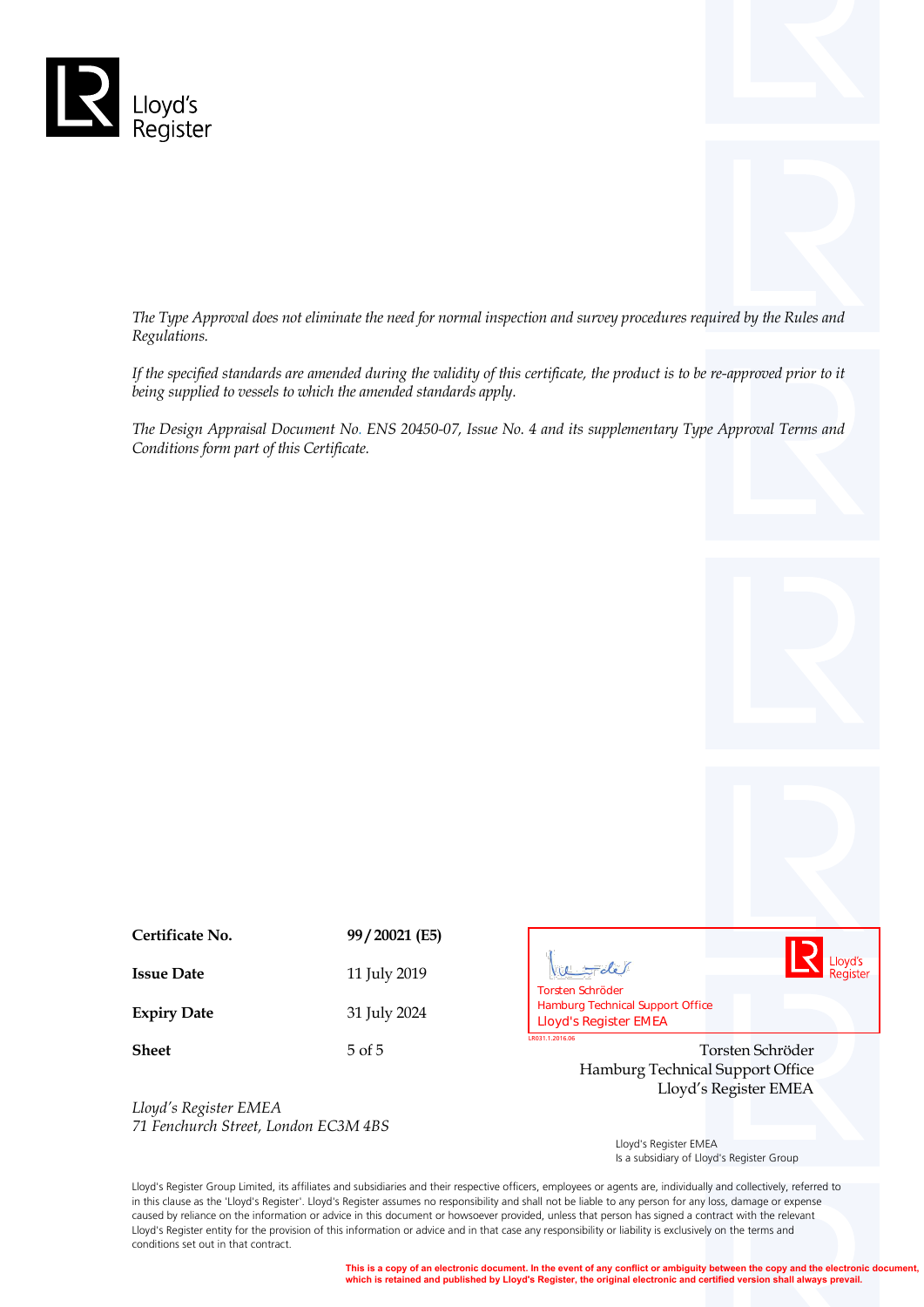Lloyd's Register

*The Type Approval does not eliminate the need for normal inspection and survey procedures required by the Rules and Regulations.*

*If the specified standards are amended during the validity of this certificate, the product is to be re-approved prior to it being supplied to vessels to which the amended standards apply.*

*The Design Appraisal Document No. ENS 20450-07, Issue No. 4 and its supplementary Type Approval Terms and Conditions form part of this Certificate.*

| | |
|---|---|
| **Certificate No.** | **99 / 20021 (E5)** |
| **Issue Date** | 11 July 2019 |
| **Expiry Date** | 31 July 2024 |
| **Sheet** | 5 of 5 |

Torsten Schröder
Hamburg Technical Support Office
Lloyd's Register EMEA

LR031.1.2016.06

Torsten Schröder
Hamburg Technical Support Office
Lloyd's Register EMEA

*Lloyd's Register EMEA*
*71 Fenchurch Street, London EC3M 4BS*

Lloyd's Register EMEA
Is a subsidiary of Lloyd's Register Group

Lloyd's Register Group Limited, its affiliates and subsidiaries and their respective officers, employees or agents are, individually and collectively, referred to in this clause as the 'Lloyd's Register'. Lloyd's Register assumes no responsibility and shall not be liable to any person for any loss, damage or expense caused by reliance on the information or advice in this document or howsoever provided, unless that person has signed a contract with the relevant Lloyd's Register entity for the provision of this information or advice and in that case any responsibility or liability is exclusively on the terms and conditions set out in that contract.

**This is a copy of an electronic document. In the event of any conflict or ambiguity between the copy and the electronic document, which is retained and published by Lloyd's Register, the original electronic and certified version shall always prevail.**